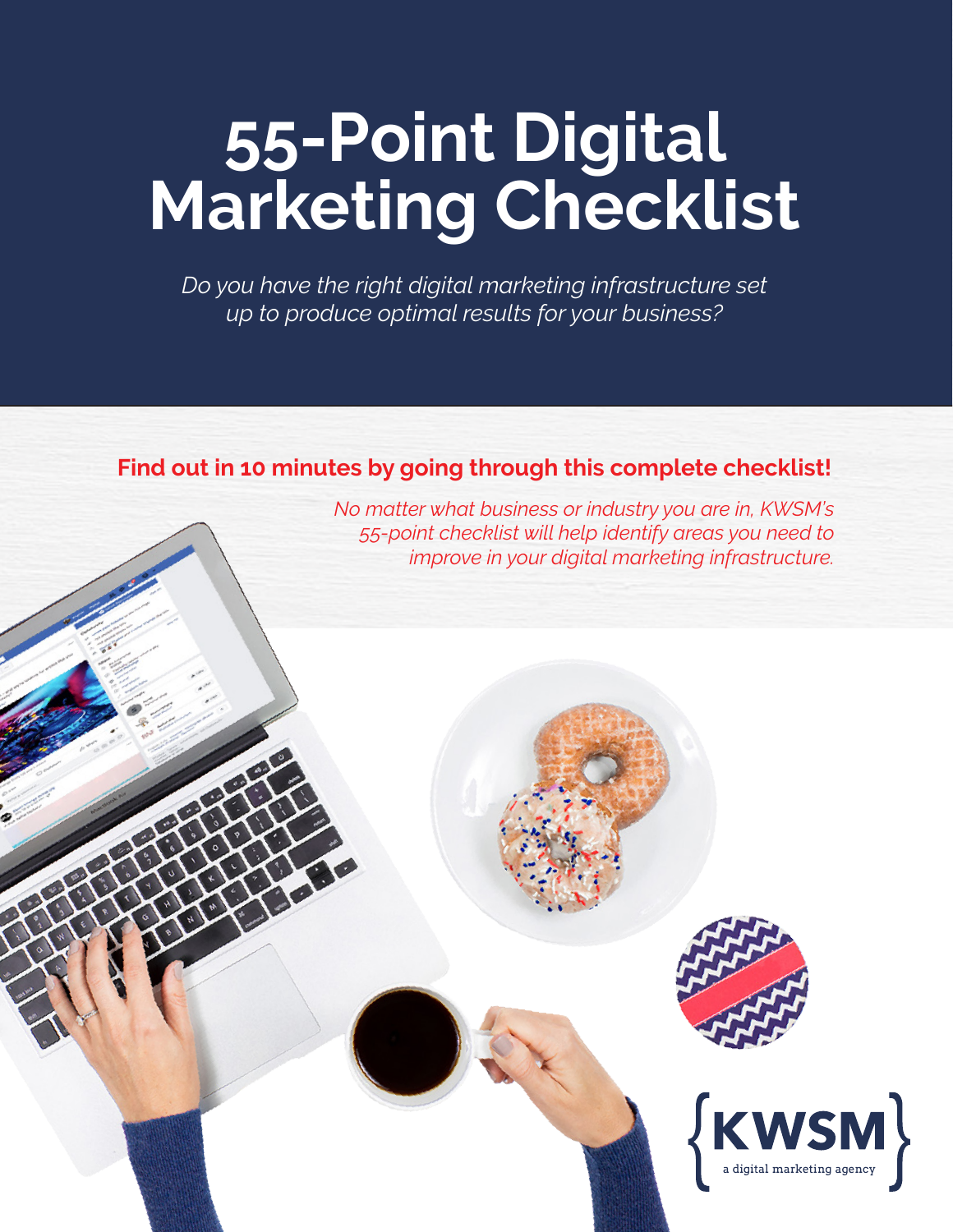# 55-Point Digital Marketing Checklist

*Do you have the right digital marketing infrastructure set up to produce optimal results for your business?*

**Find out in 10 minutes by going through this complete checklist!**

*No matter what business or industry you are in, KWSM's 55-point checklist will help identify areas you need to improve in your digital marketing infrastructure.*

{KWSM}
a digital marketing agency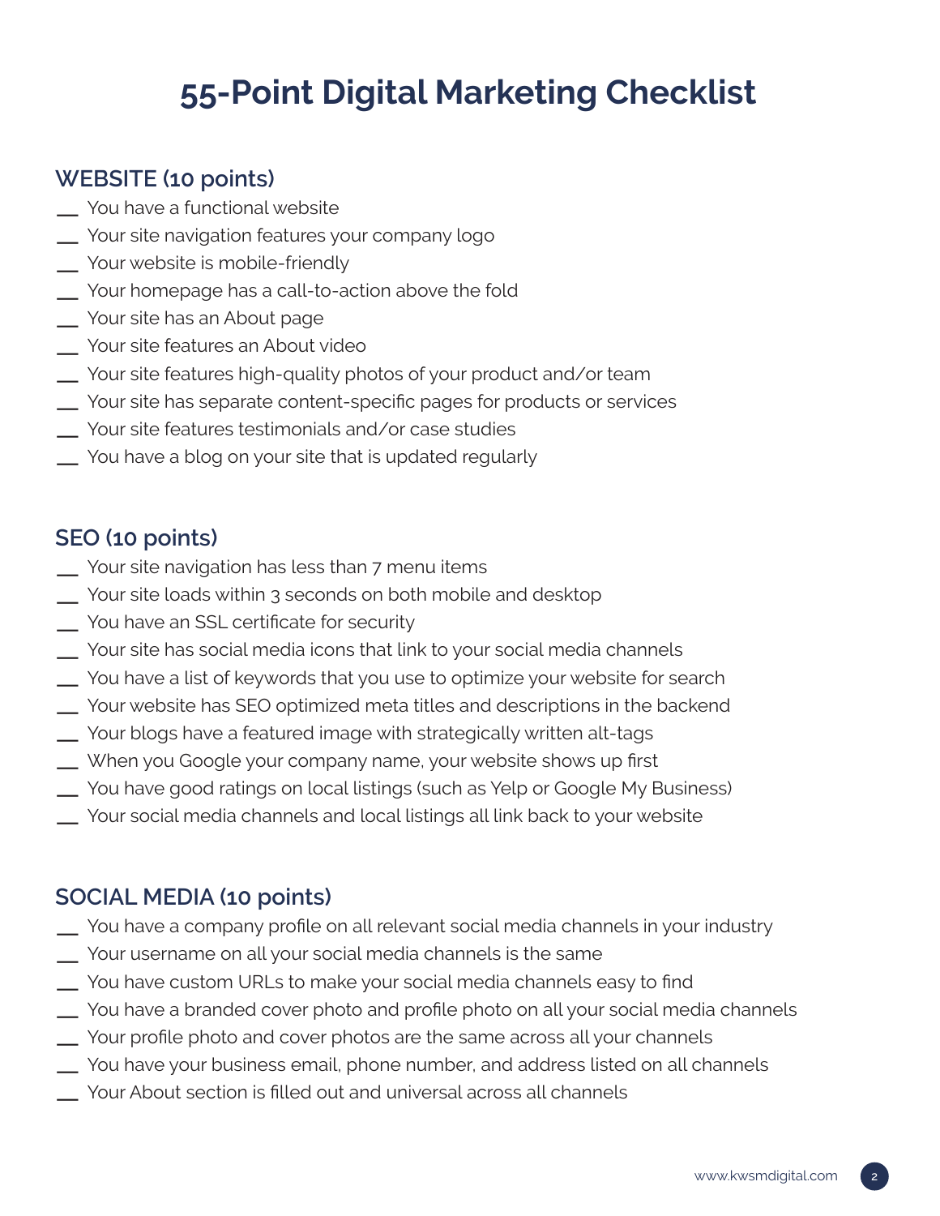# 55-Point Digital Marketing Checklist

## WEBSITE (10 points)

__ You have a functional website
__ Your site navigation features your company logo
__ Your website is mobile-friendly
__ Your homepage has a call-to-action above the fold
__ Your site has an About page
__ Your site features an About video
__ Your site features high-quality photos of your product and/or team
__ Your site has separate content-specific pages for products or services
__ Your site features testimonials and/or case studies
__ You have a blog on your site that is updated regularly

## SEO (10 points)

__ Your site navigation has less than 7 menu items
__ Your site loads within 3 seconds on both mobile and desktop
__ You have an SSL certificate for security
__ Your site has social media icons that link to your social media channels
__ You have a list of keywords that you use to optimize your website for search
__ Your website has SEO optimized meta titles and descriptions in the backend
__ Your blogs have a featured image with strategically written alt-tags
__ When you Google your company name, your website shows up first
__ You have good ratings on local listings (such as Yelp or Google My Business)
__ Your social media channels and local listings all link back to your website

## SOCIAL MEDIA (10 points)

__ You have a company profile on all relevant social media channels in your industry
__ Your username on all your social media channels is the same
__ You have custom URLs to make your social media channels easy to find
__ You have a branded cover photo and profile photo on all your social media channels
__ Your profile photo and cover photos are the same across all your channels
__ You have your business email, phone number, and address listed on all channels
__ Your About section is filled out and universal across all channels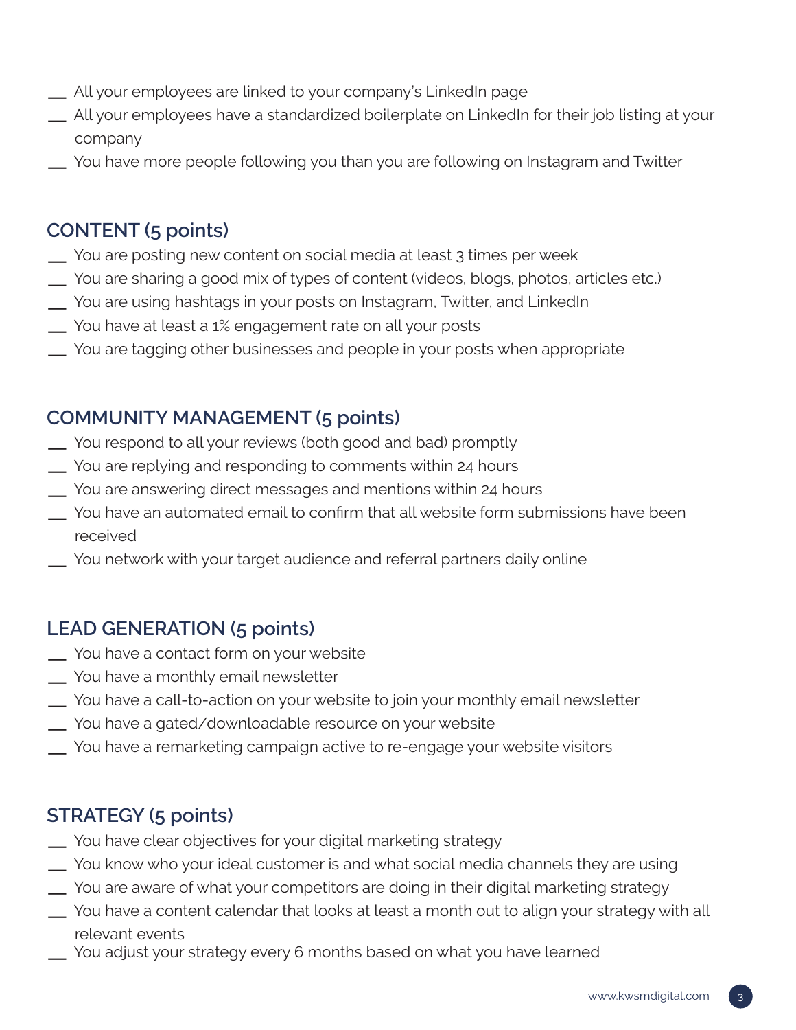__ All your employees are linked to your company's LinkedIn page
__ All your employees have a standardized boilerplate on LinkedIn for their job listing at your company
__ You have more people following you than you are following on Instagram and Twitter

## CONTENT (5 points)

__ You are posting new content on social media at least 3 times per week
__ You are sharing a good mix of types of content (videos, blogs, photos, articles etc.)
__ You are using hashtags in your posts on Instagram, Twitter, and LinkedIn
__ You have at least a 1% engagement rate on all your posts
__ You are tagging other businesses and people in your posts when appropriate

## COMMUNITY MANAGEMENT (5 points)

__ You respond to all your reviews (both good and bad) promptly
__ You are replying and responding to comments within 24 hours
__ You are answering direct messages and mentions within 24 hours
__ You have an automated email to confirm that all website form submissions have been received
__ You network with your target audience and referral partners daily online

## LEAD GENERATION (5 points)

__ You have a contact form on your website
__ You have a monthly email newsletter
__ You have a call-to-action on your website to join your monthly email newsletter
__ You have a gated/downloadable resource on your website
__ You have a remarketing campaign active to re-engage your website visitors

## STRATEGY (5 points)

__ You have clear objectives for your digital marketing strategy
__ You know who your ideal customer is and what social media channels they are using
__ You are aware of what your competitors are doing in their digital marketing strategy
__ You have a content calendar that looks at least a month out to align your strategy with all relevant events
__ You adjust your strategy every 6 months based on what you have learned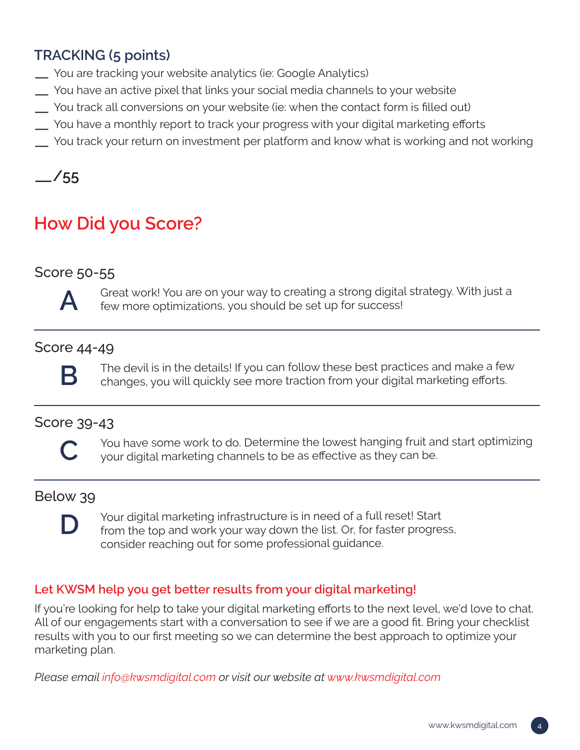## TRACKING (5 points)

__ You are tracking your website analytics (ie: Google Analytics)
__ You have an active pixel that links your social media channels to your website
__ You track all conversions on your website (ie: when the contact form is filled out)
__ You have a monthly report to track your progress with your digital marketing efforts
__ You track your return on investment per platform and know what is working and not working

__/55

# How Did you Score?

### Score 50-55

**A** Great work! You are on your way to creating a strong digital strategy. With just a few more optimizations, you should be set up for success!

---

### Score 44-49

**B** The devil is in the details! If you can follow these best practices and make a few changes, you will quickly see more traction from your digital marketing efforts.

---

### Score 39-43

**C** You have some work to do. Determine the lowest hanging fruit and start optimizing your digital marketing channels to be as effective as they can be.

---

### Below 39

**D** Your digital marketing infrastructure is in need of a full reset! Start from the top and work your way down the list. Or, for faster progress, consider reaching out for some professional guidance.

**Let KWSM help you get better results from your digital marketing!**

If you're looking for help to take your digital marketing efforts to the next level, we'd love to chat. All of our engagements start with a conversation to see if we are a good fit. Bring your checklist results with you to our first meeting so we can determine the best approach to optimize your marketing plan.

*Please email info@kwsmdigital.com or visit our website at www.kwsmdigital.com*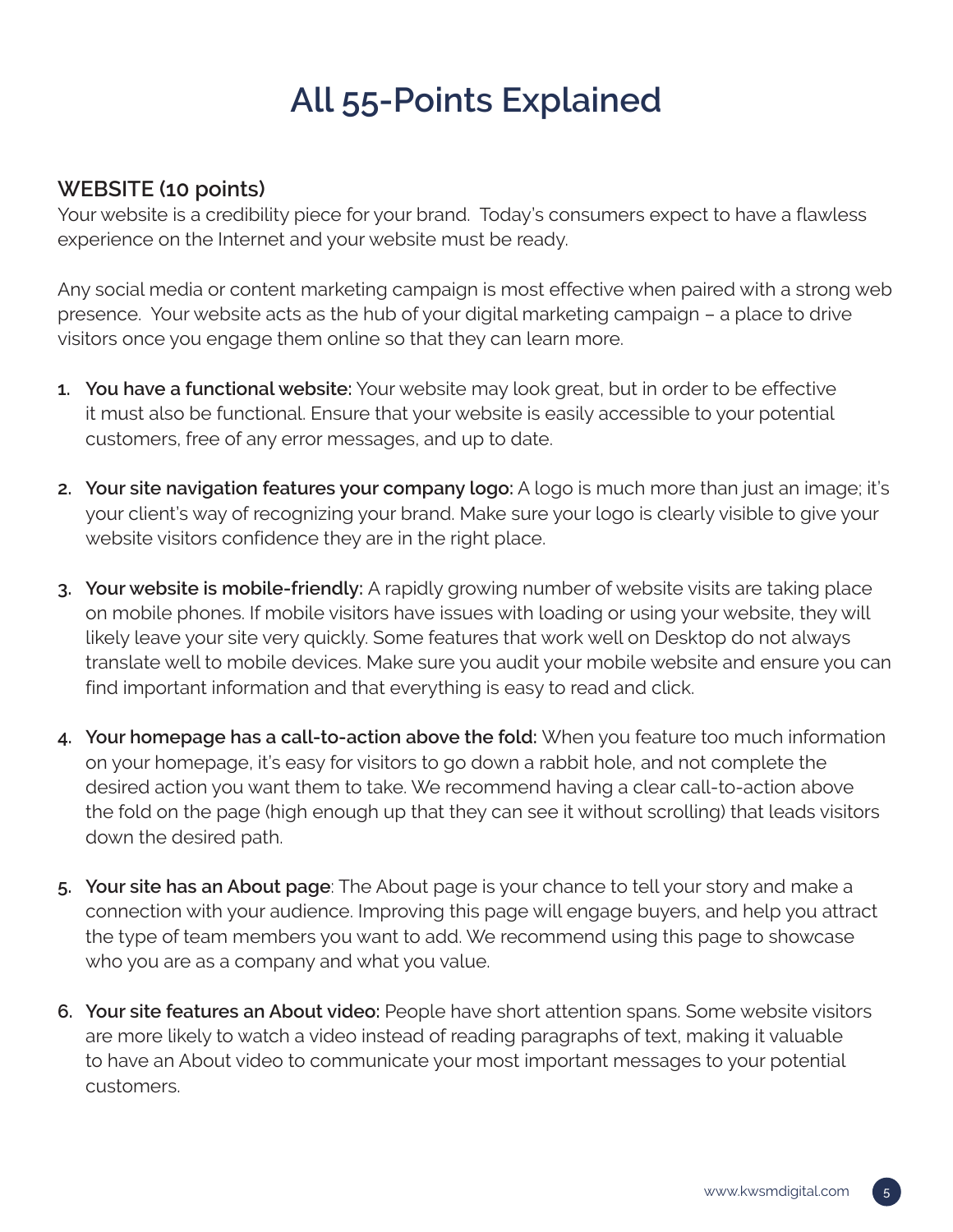# All 55-Points Explained

## WEBSITE (10 points)

Your website is a credibility piece for your brand. Today's consumers expect to have a flawless experience on the Internet and your website must be ready.

Any social media or content marketing campaign is most effective when paired with a strong web presence. Your website acts as the hub of your digital marketing campaign – a place to drive visitors once you engage them online so that they can learn more.

1. **You have a functional website:** Your website may look great, but in order to be effective it must also be functional. Ensure that your website is easily accessible to your potential customers, free of any error messages, and up to date.

2. **Your site navigation features your company logo:** A logo is much more than just an image; it's your client's way of recognizing your brand. Make sure your logo is clearly visible to give your website visitors confidence they are in the right place.

3. **Your website is mobile-friendly:** A rapidly growing number of website visits are taking place on mobile phones. If mobile visitors have issues with loading or using your website, they will likely leave your site very quickly. Some features that work well on Desktop do not always translate well to mobile devices. Make sure you audit your mobile website and ensure you can find important information and that everything is easy to read and click.

4. **Your homepage has a call-to-action above the fold:** When you feature too much information on your homepage, it's easy for visitors to go down a rabbit hole, and not complete the desired action you want them to take. We recommend having a clear call-to-action above the fold on the page (high enough up that they can see it without scrolling) that leads visitors down the desired path.

5. **Your site has an About page**: The About page is your chance to tell your story and make a connection with your audience. Improving this page will engage buyers, and help you attract the type of team members you want to add. We recommend using this page to showcase who you are as a company and what you value.

6. **Your site features an About video:** People have short attention spans. Some website visitors are more likely to watch a video instead of reading paragraphs of text, making it valuable to have an About video to communicate your most important messages to your potential customers.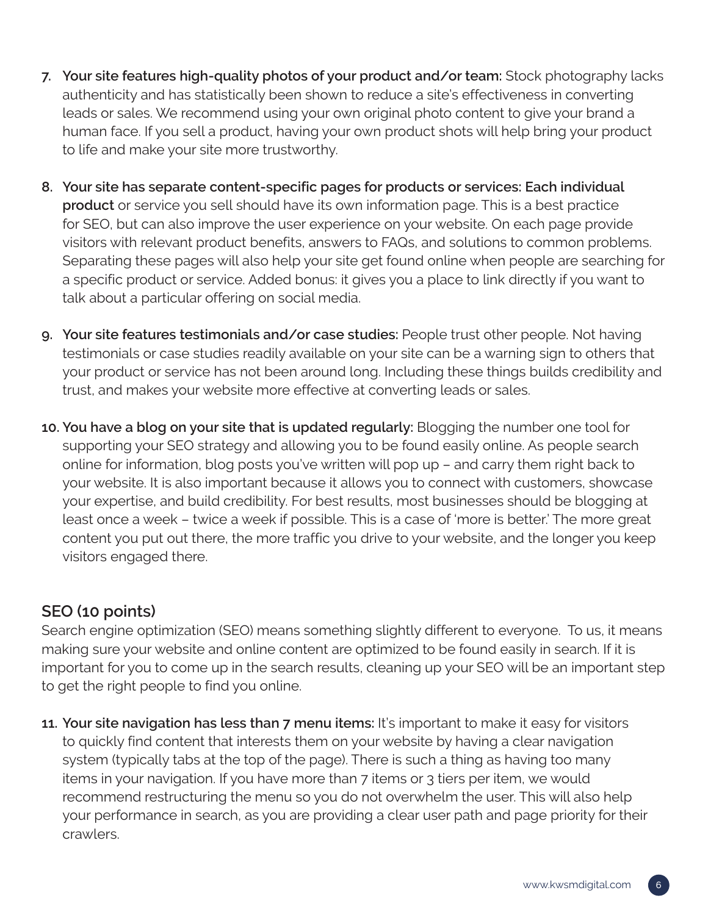7. **Your site features high-quality photos of your product and/or team:** Stock photography lacks authenticity and has statistically been shown to reduce a site's effectiveness in converting leads or sales. We recommend using your own original photo content to give your brand a human face. If you sell a product, having your own product shots will help bring your product to life and make your site more trustworthy.

8. **Your site has separate content-specific pages for products or services: Each individual product** or service you sell should have its own information page. This is a best practice for SEO, but can also improve the user experience on your website. On each page provide visitors with relevant product benefits, answers to FAQs, and solutions to common problems. Separating these pages will also help your site get found online when people are searching for a specific product or service. Added bonus: it gives you a place to link directly if you want to talk about a particular offering on social media.

9. **Your site features testimonials and/or case studies:** People trust other people. Not having testimonials or case studies readily available on your site can be a warning sign to others that your product or service has not been around long. Including these things builds credibility and trust, and makes your website more effective at converting leads or sales.

10. **You have a blog on your site that is updated regularly:** Blogging the number one tool for supporting your SEO strategy and allowing you to be found easily online. As people search online for information, blog posts you've written will pop up – and carry them right back to your website. It is also important because it allows you to connect with customers, showcase your expertise, and build credibility. For best results, most businesses should be blogging at least once a week – twice a week if possible. This is a case of 'more is better.' The more great content you put out there, the more traffic you drive to your website, and the longer you keep visitors engaged there.

## SEO (10 points)

Search engine optimization (SEO) means something slightly different to everyone. To us, it means making sure your website and online content are optimized to be found easily in search. If it is important for you to come up in the search results, cleaning up your SEO will be an important step to get the right people to find you online.

11. **Your site navigation has less than 7 menu items:** It's important to make it easy for visitors to quickly find content that interests them on your website by having a clear navigation system (typically tabs at the top of the page). There is such a thing as having too many items in your navigation. If you have more than 7 items or 3 tiers per item, we would recommend restructuring the menu so you do not overwhelm the user. This will also help your performance in search, as you are providing a clear user path and page priority for their crawlers.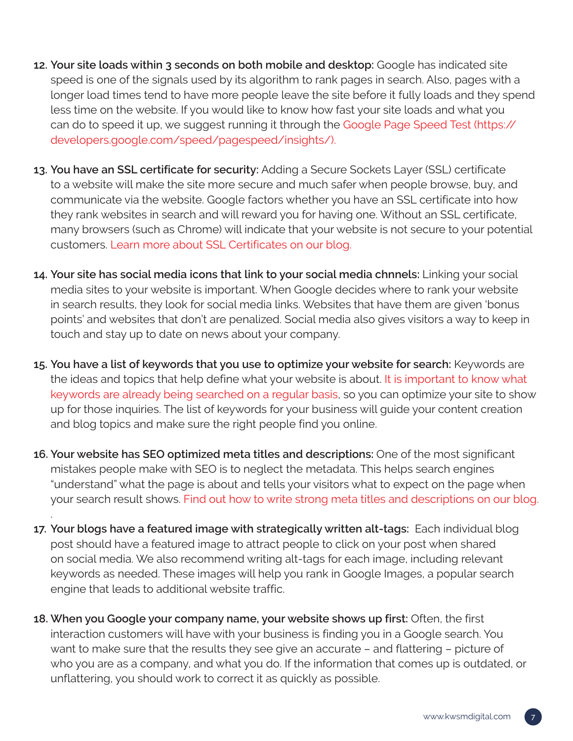12. **Your site loads within 3 seconds on both mobile and desktop:** Google has indicated site speed is one of the signals used by its algorithm to rank pages in search. Also, pages with a longer load times tend to have more people leave the site before it fully loads and they spend less time on the website. If you would like to know how fast your site loads and what you can do to speed it up, we suggest running it through the Google Page Speed Test (https://developers.google.com/speed/pagespeed/insights/).

13. **You have an SSL certificate for security:** Adding a Secure Sockets Layer (SSL) certificate to a website will make the site more secure and much safer when people browse, buy, and communicate via the website. Google factors whether you have an SSL certificate into how they rank websites in search and will reward you for having one. Without an SSL certificate, many browsers (such as Chrome) will indicate that your website is not secure to your potential customers. Learn more about SSL Certificates on our blog.

14. **Your site has social media icons that link to your social media chnnels:** Linking your social media sites to your website is important. When Google decides where to rank your website in search results, they look for social media links. Websites that have them are given 'bonus points' and websites that don't are penalized. Social media also gives visitors a way to keep in touch and stay up to date on news about your company.

15. **You have a list of keywords that you use to optimize your website for search:** Keywords are the ideas and topics that help define what your website is about. It is important to know what keywords are already being searched on a regular basis, so you can optimize your site to show up for those inquiries. The list of keywords for your business will guide your content creation and blog topics and make sure the right people find you online.

16. **Your website has SEO optimized meta titles and descriptions:** One of the most significant mistakes people make with SEO is to neglect the metadata. This helps search engines "understand" what the page is about and tells your visitors what to expect on the page when your search result shows. Find out how to write strong meta titles and descriptions on our blog.

17. **Your blogs have a featured image with strategically written alt-tags:** Each individual blog post should have a featured image to attract people to click on your post when shared on social media. We also recommend writing alt-tags for each image, including relevant keywords as needed. These images will help you rank in Google Images, a popular search engine that leads to additional website traffic.

18. **When you Google your company name, your website shows up first:** Often, the first interaction customers will have with your business is finding you in a Google search. You want to make sure that the results they see give an accurate – and flattering – picture of who you are as a company, and what you do. If the information that comes up is outdated, or unflattering, you should work to correct it as quickly as possible.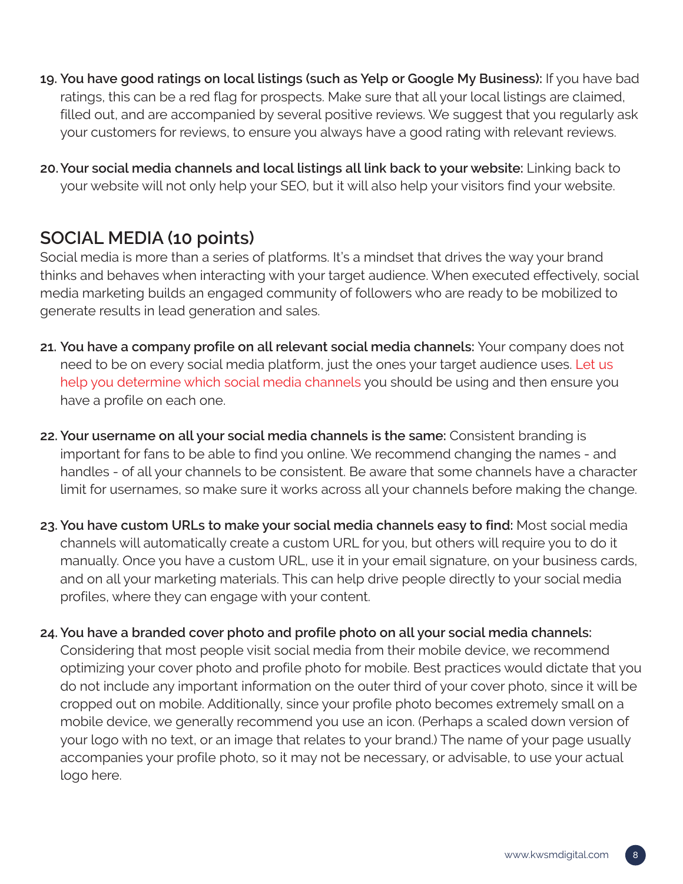19. **You have good ratings on local listings (such as Yelp or Google My Business):** If you have bad ratings, this can be a red flag for prospects. Make sure that all your local listings are claimed, filled out, and are accompanied by several positive reviews. We suggest that you regularly ask your customers for reviews, to ensure you always have a good rating with relevant reviews.

20. **Your social media channels and local listings all link back to your website:** Linking back to your website will not only help your SEO, but it will also help your visitors find your website.

## SOCIAL MEDIA (10 points)

Social media is more than a series of platforms. It's a mindset that drives the way your brand thinks and behaves when interacting with your target audience. When executed effectively, social media marketing builds an engaged community of followers who are ready to be mobilized to generate results in lead generation and sales.

21. **You have a company profile on all relevant social media channels:** Your company does not need to be on every social media platform, just the ones your target audience uses. Let us help you determine which social media channels you should be using and then ensure you have a profile on each one.

22. **Your username on all your social media channels is the same:** Consistent branding is important for fans to be able to find you online. We recommend changing the names - and handles - of all your channels to be consistent. Be aware that some channels have a character limit for usernames, so make sure it works across all your channels before making the change.

23. **You have custom URLs to make your social media channels easy to find:** Most social media channels will automatically create a custom URL for you, but others will require you to do it manually. Once you have a custom URL, use it in your email signature, on your business cards, and on all your marketing materials. This can help drive people directly to your social media profiles, where they can engage with your content.

24. **You have a branded cover photo and profile photo on all your social media channels:** Considering that most people visit social media from their mobile device, we recommend optimizing your cover photo and profile photo for mobile. Best practices would dictate that you do not include any important information on the outer third of your cover photo, since it will be cropped out on mobile. Additionally, since your profile photo becomes extremely small on a mobile device, we generally recommend you use an icon. (Perhaps a scaled down version of your logo with no text, or an image that relates to your brand.) The name of your page usually accompanies your profile photo, so it may not be necessary, or advisable, to use your actual logo here.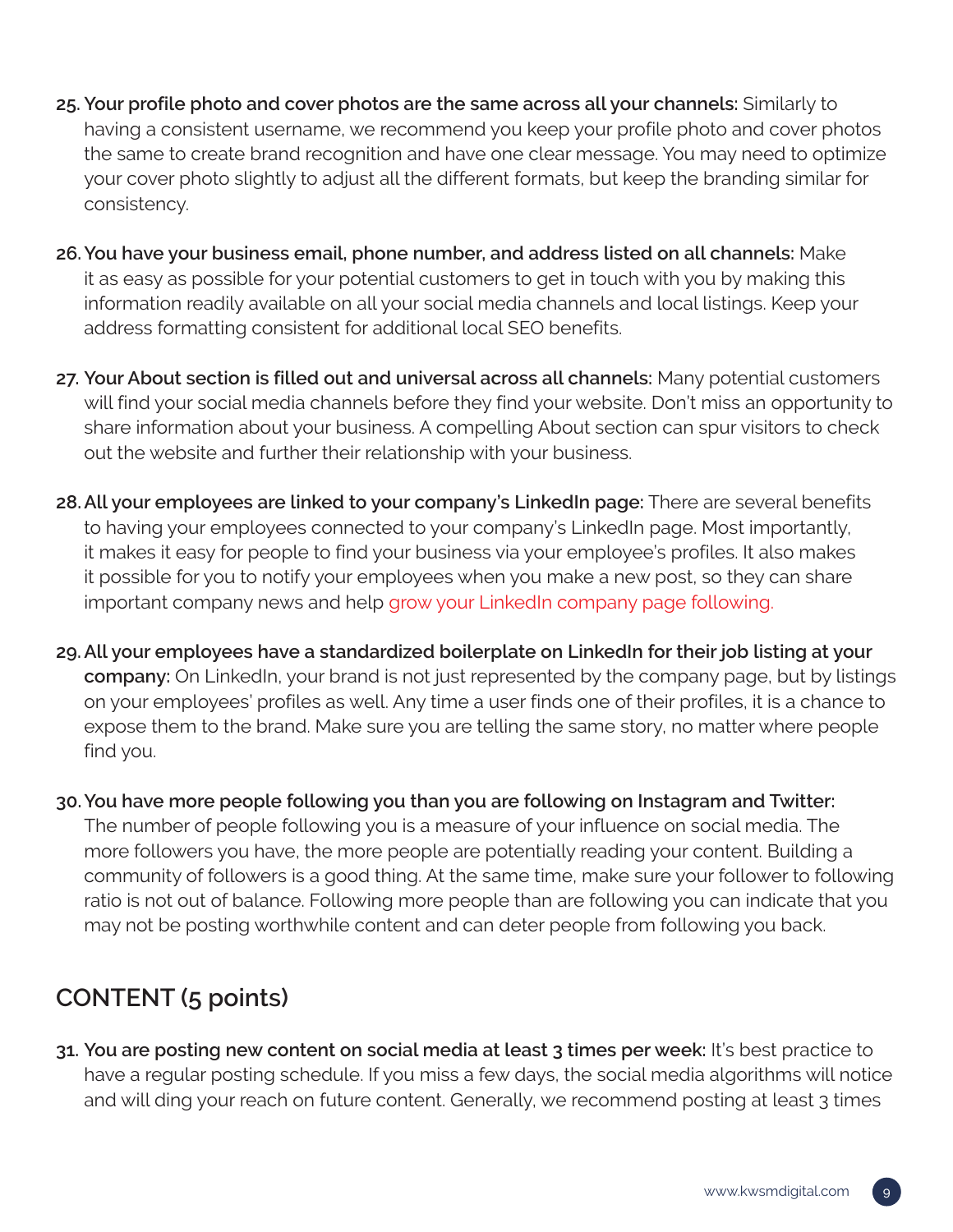25. **Your profile photo and cover photos are the same across all your channels:** Similarly to having a consistent username, we recommend you keep your profile photo and cover photos the same to create brand recognition and have one clear message. You may need to optimize your cover photo slightly to adjust all the different formats, but keep the branding similar for consistency.

26. **You have your business email, phone number, and address listed on all channels:** Make it as easy as possible for your potential customers to get in touch with you by making this information readily available on all your social media channels and local listings. Keep your address formatting consistent for additional local SEO benefits.

27. **Your About section is filled out and universal across all channels:** Many potential customers will find your social media channels before they find your website. Don't miss an opportunity to share information about your business. A compelling About section can spur visitors to check out the website and further their relationship with your business.

28. **All your employees are linked to your company's LinkedIn page:** There are several benefits to having your employees connected to your company's LinkedIn page. Most importantly, it makes it easy for people to find your business via your employee's profiles. It also makes it possible for you to notify your employees when you make a new post, so they can share important company news and help grow your LinkedIn company page following.

29. **All your employees have a standardized boilerplate on LinkedIn for their job listing at your company:** On LinkedIn, your brand is not just represented by the company page, but by listings on your employees' profiles as well. Any time a user finds one of their profiles, it is a chance to expose them to the brand. Make sure you are telling the same story, no matter where people find you.

30. **You have more people following you than you are following on Instagram and Twitter:** The number of people following you is a measure of your influence on social media. The more followers you have, the more people are potentially reading your content. Building a community of followers is a good thing. At the same time, make sure your follower to following ratio is not out of balance. Following more people than are following you can indicate that you may not be posting worthwhile content and can deter people from following you back.

## CONTENT (5 points)

31. **You are posting new content on social media at least 3 times per week:** It's best practice to have a regular posting schedule. If you miss a few days, the social media algorithms will notice and will ding your reach on future content. Generally, we recommend posting at least 3 times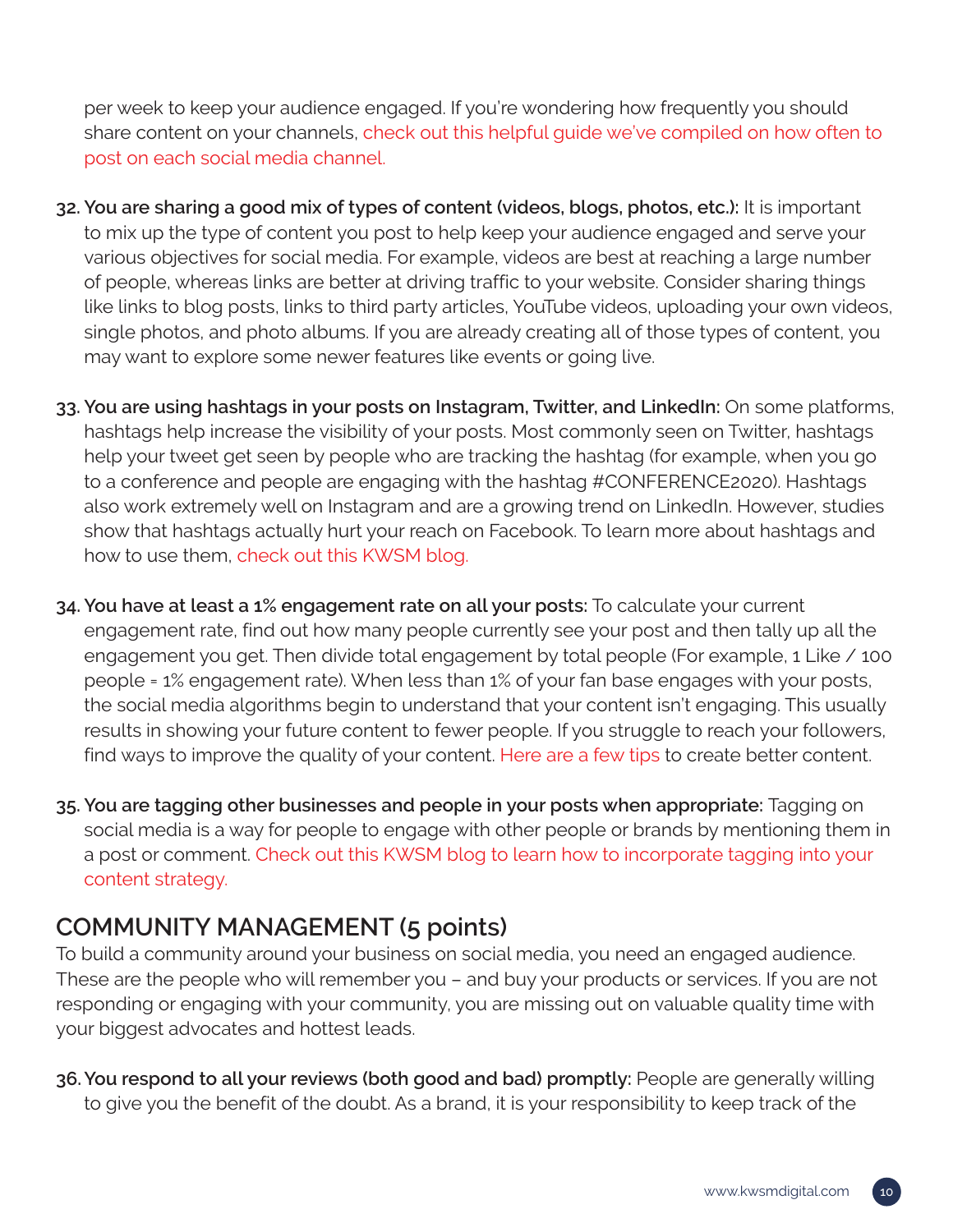per week to keep your audience engaged. If you're wondering how frequently you should share content on your channels, check out this helpful guide we've compiled on how often to post on each social media channel.

32. **You are sharing a good mix of types of content (videos, blogs, photos, etc.):** It is important to mix up the type of content you post to help keep your audience engaged and serve your various objectives for social media. For example, videos are best at reaching a large number of people, whereas links are better at driving traffic to your website. Consider sharing things like links to blog posts, links to third party articles, YouTube videos, uploading your own videos, single photos, and photo albums. If you are already creating all of those types of content, you may want to explore some newer features like events or going live.

33. **You are using hashtags in your posts on Instagram, Twitter, and LinkedIn:** On some platforms, hashtags help increase the visibility of your posts. Most commonly seen on Twitter, hashtags help your tweet get seen by people who are tracking the hashtag (for example, when you go to a conference and people are engaging with the hashtag #CONFERENCE2020). Hashtags also work extremely well on Instagram and are a growing trend on LinkedIn. However, studies show that hashtags actually hurt your reach on Facebook. To learn more about hashtags and how to use them, check out this KWSM blog.

34. **You have at least a 1% engagement rate on all your posts:** To calculate your current engagement rate, find out how many people currently see your post and then tally up all the engagement you get. Then divide total engagement by total people (For example, 1 Like / 100 people = 1% engagement rate). When less than 1% of your fan base engages with your posts, the social media algorithms begin to understand that your content isn't engaging. This usually results in showing your future content to fewer people. If you struggle to reach your followers, find ways to improve the quality of your content. Here are a few tips to create better content.

35. **You are tagging other businesses and people in your posts when appropriate:** Tagging on social media is a way for people to engage with other people or brands by mentioning them in a post or comment. Check out this KWSM blog to learn how to incorporate tagging into your content strategy.

## COMMUNITY MANAGEMENT (5 points)

To build a community around your business on social media, you need an engaged audience. These are the people who will remember you – and buy your products or services. If you are not responding or engaging with your community, you are missing out on valuable quality time with your biggest advocates and hottest leads.

36. **You respond to all your reviews (both good and bad) promptly:** People are generally willing to give you the benefit of the doubt. As a brand, it is your responsibility to keep track of the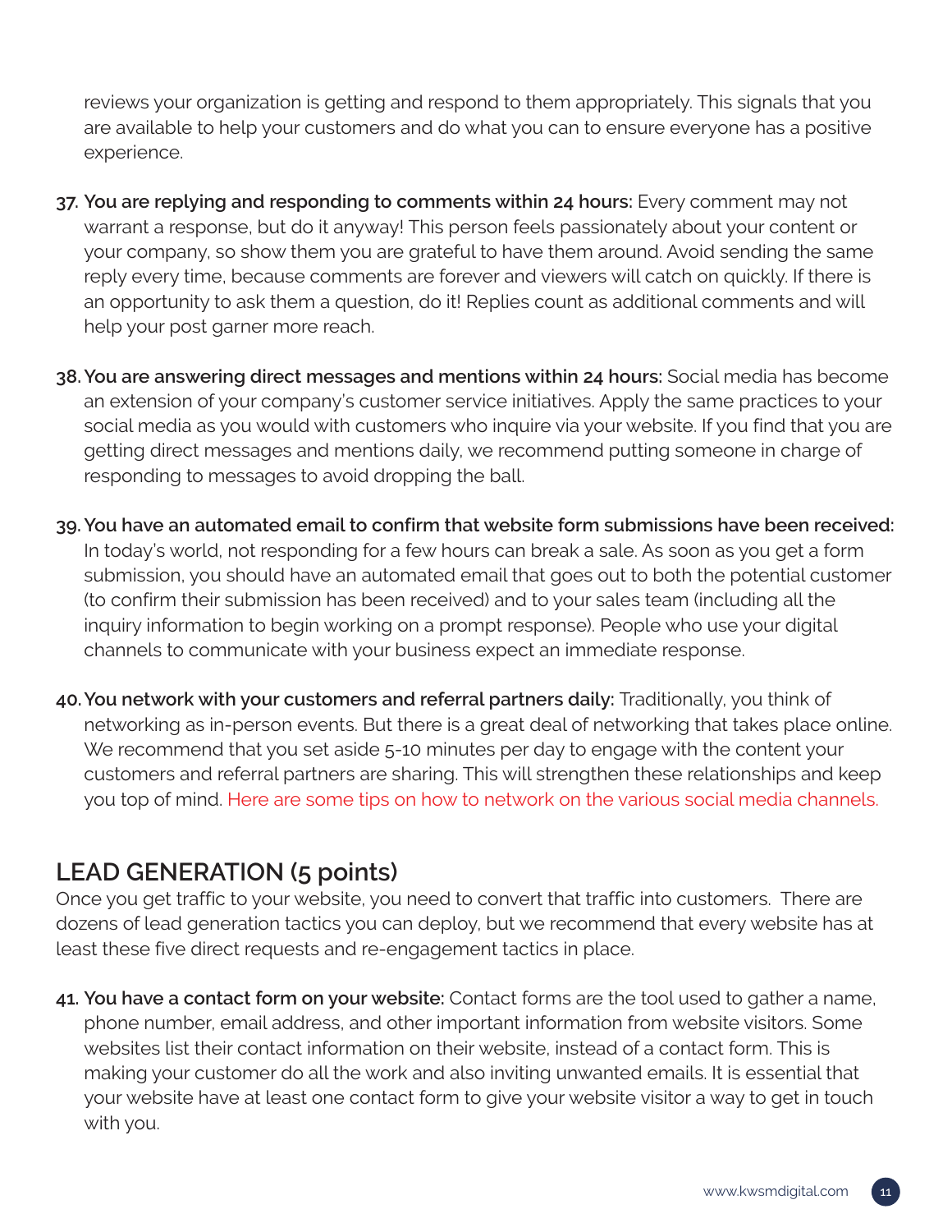reviews your organization is getting and respond to them appropriately. This signals that you are available to help your customers and do what you can to ensure everyone has a positive experience.

37. **You are replying and responding to comments within 24 hours:** Every comment may not warrant a response, but do it anyway! This person feels passionately about your content or your company, so show them you are grateful to have them around. Avoid sending the same reply every time, because comments are forever and viewers will catch on quickly. If there is an opportunity to ask them a question, do it! Replies count as additional comments and will help your post garner more reach.

38. **You are answering direct messages and mentions within 24 hours:** Social media has become an extension of your company's customer service initiatives. Apply the same practices to your social media as you would with customers who inquire via your website. If you find that you are getting direct messages and mentions daily, we recommend putting someone in charge of responding to messages to avoid dropping the ball.

39. **You have an automated email to confirm that website form submissions have been received:** In today's world, not responding for a few hours can break a sale. As soon as you get a form submission, you should have an automated email that goes out to both the potential customer (to confirm their submission has been received) and to your sales team (including all the inquiry information to begin working on a prompt response). People who use your digital channels to communicate with your business expect an immediate response.

40. **You network with your customers and referral partners daily:** Traditionally, you think of networking as in-person events. But there is a great deal of networking that takes place online. We recommend that you set aside 5-10 minutes per day to engage with the content your customers and referral partners are sharing. This will strengthen these relationships and keep you top of mind. Here are some tips on how to network on the various social media channels.

## LEAD GENERATION (5 points)

Once you get traffic to your website, you need to convert that traffic into customers. There are dozens of lead generation tactics you can deploy, but we recommend that every website has at least these five direct requests and re-engagement tactics in place.

41. **You have a contact form on your website:** Contact forms are the tool used to gather a name, phone number, email address, and other important information from website visitors. Some websites list their contact information on their website, instead of a contact form. This is making your customer do all the work and also inviting unwanted emails. It is essential that your website have at least one contact form to give your website visitor a way to get in touch with you.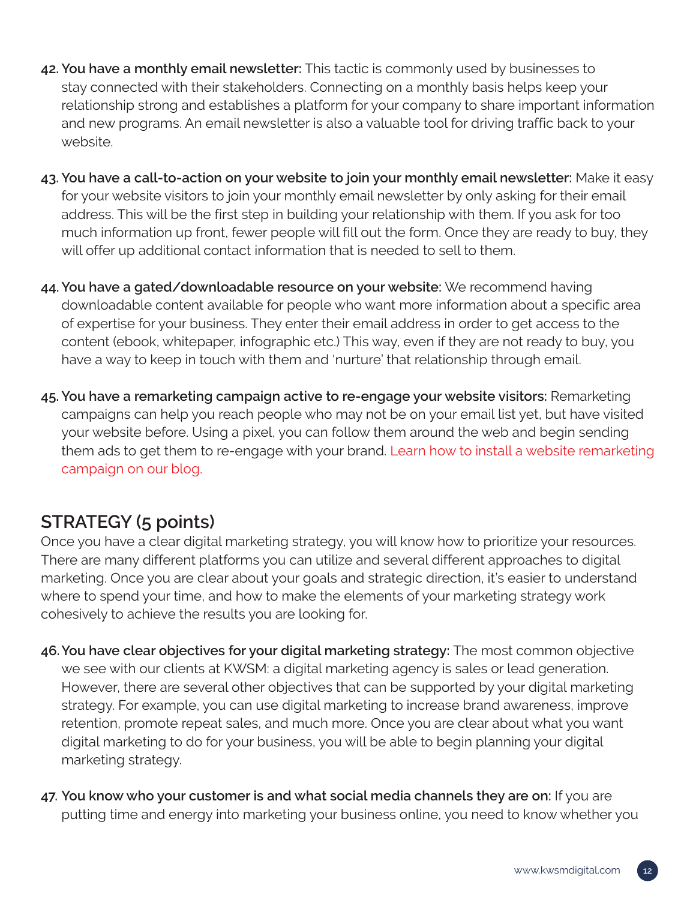42. **You have a monthly email newsletter:** This tactic is commonly used by businesses to stay connected with their stakeholders. Connecting on a monthly basis helps keep your relationship strong and establishes a platform for your company to share important information and new programs. An email newsletter is also a valuable tool for driving traffic back to your website.

43. **You have a call-to-action on your website to join your monthly email newsletter:** Make it easy for your website visitors to join your monthly email newsletter by only asking for their email address. This will be the first step in building your relationship with them. If you ask for too much information up front, fewer people will fill out the form. Once they are ready to buy, they will offer up additional contact information that is needed to sell to them.

44. **You have a gated/downloadable resource on your website:** We recommend having downloadable content available for people who want more information about a specific area of expertise for your business. They enter their email address in order to get access to the content (ebook, whitepaper, infographic etc.) This way, even if they are not ready to buy, you have a way to keep in touch with them and 'nurture' that relationship through email.

45. **You have a remarketing campaign active to re-engage your website visitors:** Remarketing campaigns can help you reach people who may not be on your email list yet, but have visited your website before. Using a pixel, you can follow them around the web and begin sending them ads to get them to re-engage with your brand. Learn how to install a website remarketing campaign on our blog.

## STRATEGY (5 points)

Once you have a clear digital marketing strategy, you will know how to prioritize your resources. There are many different platforms you can utilize and several different approaches to digital marketing. Once you are clear about your goals and strategic direction, it's easier to understand where to spend your time, and how to make the elements of your marketing strategy work cohesively to achieve the results you are looking for.

46. **You have clear objectives for your digital marketing strategy:** The most common objective we see with our clients at KWSM: a digital marketing agency is sales or lead generation. However, there are several other objectives that can be supported by your digital marketing strategy. For example, you can use digital marketing to increase brand awareness, improve retention, promote repeat sales, and much more. Once you are clear about what you want digital marketing to do for your business, you will be able to begin planning your digital marketing strategy.

47. **You know who your customer is and what social media channels they are on:** If you are putting time and energy into marketing your business online, you need to know whether you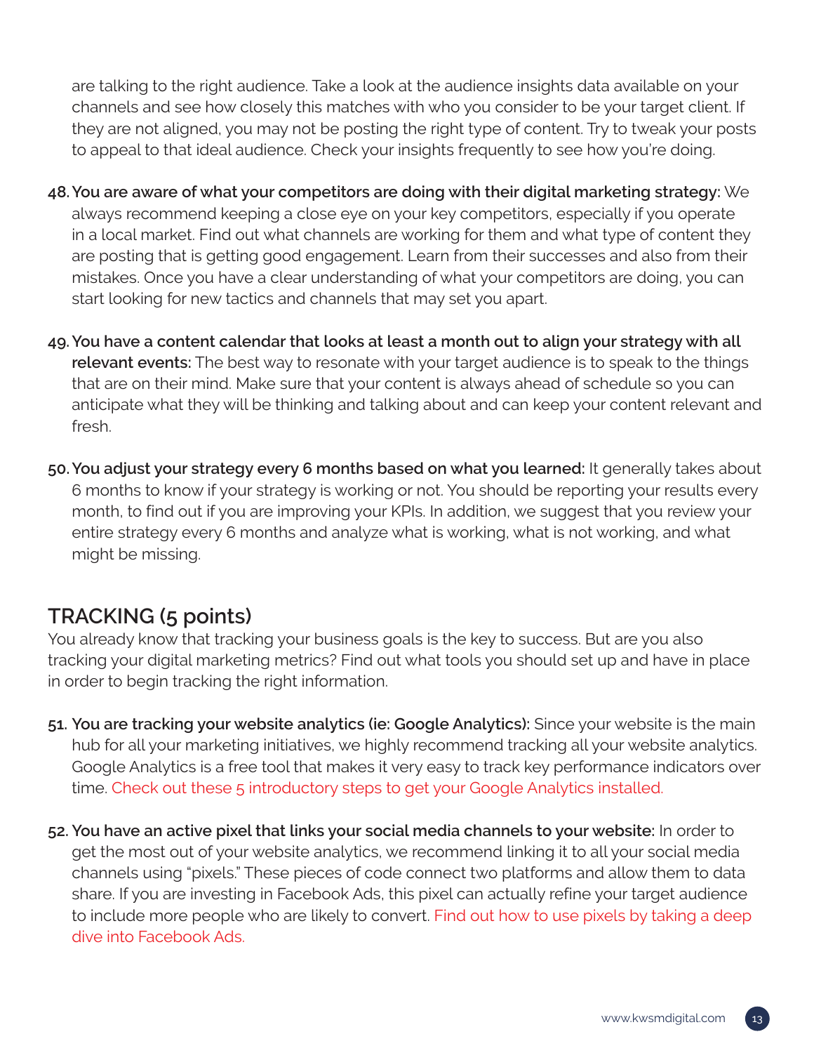are talking to the right audience. Take a look at the audience insights data available on your channels and see how closely this matches with who you consider to be your target client. If they are not aligned, you may not be posting the right type of content. Try to tweak your posts to appeal to that ideal audience. Check your insights frequently to see how you're doing.

48. **You are aware of what your competitors are doing with their digital marketing strategy:** We always recommend keeping a close eye on your key competitors, especially if you operate in a local market. Find out what channels are working for them and what type of content they are posting that is getting good engagement. Learn from their successes and also from their mistakes. Once you have a clear understanding of what your competitors are doing, you can start looking for new tactics and channels that may set you apart.

49. **You have a content calendar that looks at least a month out to align your strategy with all relevant events:** The best way to resonate with your target audience is to speak to the things that are on their mind. Make sure that your content is always ahead of schedule so you can anticipate what they will be thinking and talking about and can keep your content relevant and fresh.

50. **You adjust your strategy every 6 months based on what you learned:** It generally takes about 6 months to know if your strategy is working or not. You should be reporting your results every month, to find out if you are improving your KPIs. In addition, we suggest that you review your entire strategy every 6 months and analyze what is working, what is not working, and what might be missing.

## TRACKING (5 points)

You already know that tracking your business goals is the key to success. But are you also tracking your digital marketing metrics? Find out what tools you should set up and have in place in order to begin tracking the right information.

51. **You are tracking your website analytics (ie: Google Analytics):** Since your website is the main hub for all your marketing initiatives, we highly recommend tracking all your website analytics. Google Analytics is a free tool that makes it very easy to track key performance indicators over time. Check out these 5 introductory steps to get your Google Analytics installed.

52. **You have an active pixel that links your social media channels to your website:** In order to get the most out of your website analytics, we recommend linking it to all your social media channels using "pixels." These pieces of code connect two platforms and allow them to data share. If you are investing in Facebook Ads, this pixel can actually refine your target audience to include more people who are likely to convert. Find out how to use pixels by taking a deep dive into Facebook Ads.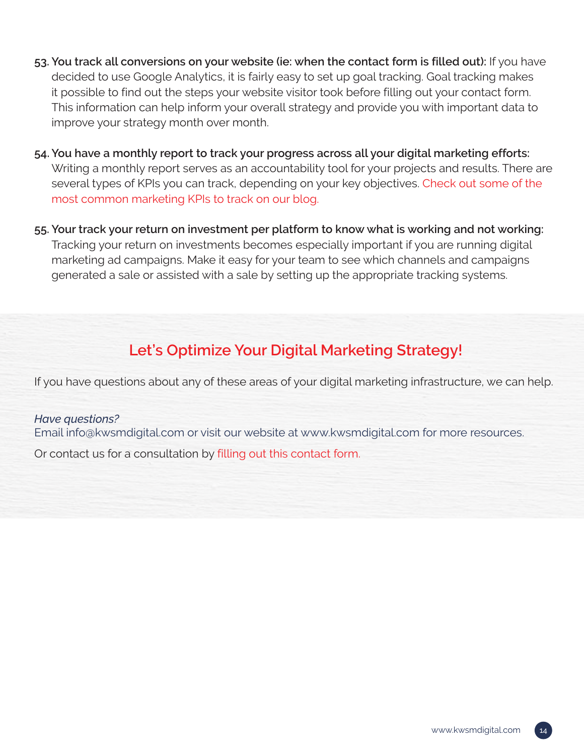53. **You track all conversions on your website (ie: when the contact form is filled out):** If you have decided to use Google Analytics, it is fairly easy to set up goal tracking. Goal tracking makes it possible to find out the steps your website visitor took before filling out your contact form. This information can help inform your overall strategy and provide you with important data to improve your strategy month over month.

54. **You have a monthly report to track your progress across all your digital marketing efforts:** Writing a monthly report serves as an accountability tool for your projects and results. There are several types of KPIs you can track, depending on your key objectives. Check out some of the most common marketing KPIs to track on our blog.

55. **Your track your return on investment per platform to know what is working and not working:** Tracking your return on investments becomes especially important if you are running digital marketing ad campaigns. Make it easy for your team to see which channels and campaigns generated a sale or assisted with a sale by setting up the appropriate tracking systems.

## Let's Optimize Your Digital Marketing Strategy!

If you have questions about any of these areas of your digital marketing infrastructure, we can help.

*Have questions?*
Email info@kwsmdigital.com or visit our website at www.kwsmdigital.com for more resources.

Or contact us for a consultation by filling out this contact form.